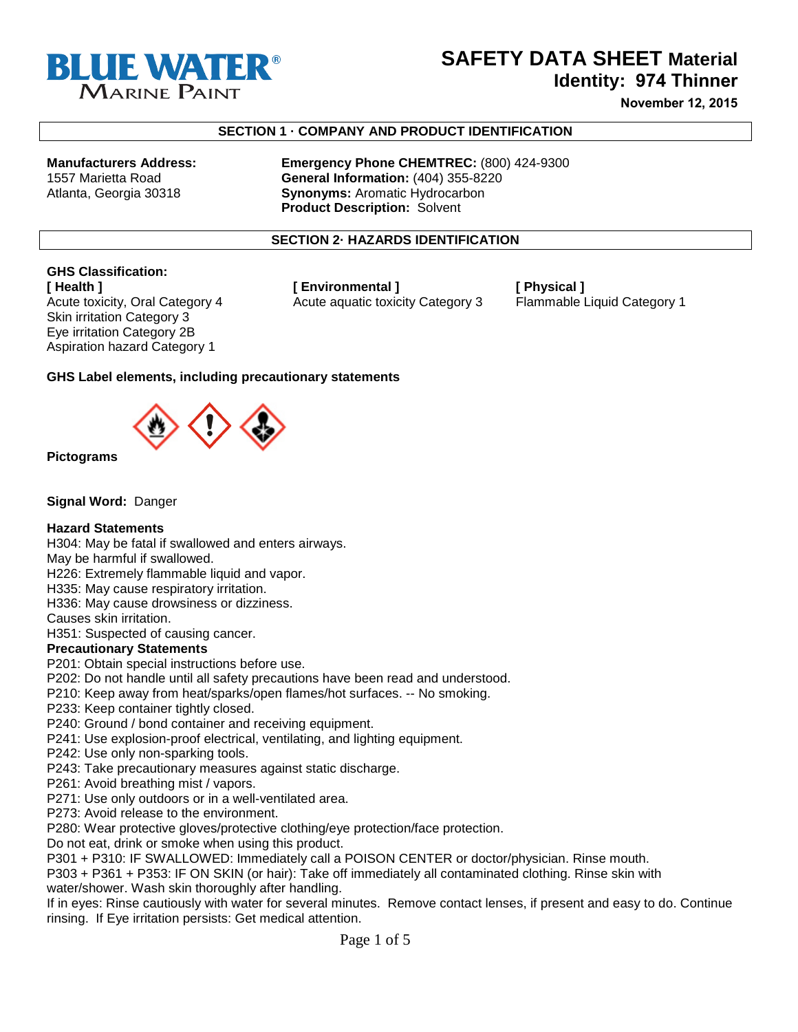# SAFETY DATA SHEET Material Identity: 974 Thinner

**November 12, 2015**

## SECTION 1 · COMPANY AND PRODUCT IDENTIFICATION

**Manufacturers Address:**
1557 Marietta Road
Atlanta, Georgia 30318

**Emergency Phone CHEMTREC:** (800) 424-9300
**General Information:** (404) 355-8220
**Synonyms:** Aromatic Hydrocarbon
**Product Description:** Solvent

## SECTION 2· HAZARDS IDENTIFICATION

**GHS Classification:**

**[ Health ]**
Acute toxicity, Oral Category 4
Skin irritation Category 3
Eye irritation Category 2B
Aspiration hazard Category 1

**[ Environmental ]**
Acute aquatic toxicity Category 3

**[ Physical ]**
Flammable Liquid Category 1

**GHS Label elements, including precautionary statements**

**Pictograms**

**Signal Word:** Danger

**Hazard Statements**
H304: May be fatal if swallowed and enters airways.
May be harmful if swallowed.
H226: Extremely flammable liquid and vapor.
H335: May cause respiratory irritation.
H336: May cause drowsiness or dizziness.
Causes skin irritation.
H351: Suspected of causing cancer.

**Precautionary Statements**
P201: Obtain special instructions before use.
P202: Do not handle until all safety precautions have been read and understood.
P210: Keep away from heat/sparks/open flames/hot surfaces. -- No smoking.
P233: Keep container tightly closed.
P240: Ground / bond container and receiving equipment.
P241: Use explosion-proof electrical, ventilating, and lighting equipment.
P242: Use only non-sparking tools.
P243: Take precautionary measures against static discharge.
P261: Avoid breathing mist / vapors.
P271: Use only outdoors or in a well-ventilated area.
P273: Avoid release to the environment.
P280: Wear protective gloves/protective clothing/eye protection/face protection.
Do not eat, drink or smoke when using this product.
P301 + P310: IF SWALLOWED: Immediately call a POISON CENTER or doctor/physician. Rinse mouth.
P303 + P361 + P353: IF ON SKIN (or hair): Take off immediately all contaminated clothing. Rinse skin with water/shower. Wash skin thoroughly after handling.
If in eyes: Rinse cautiously with water for several minutes. Remove contact lenses, if present and easy to do. Continue rinsing. If Eye irritation persists: Get medical attention.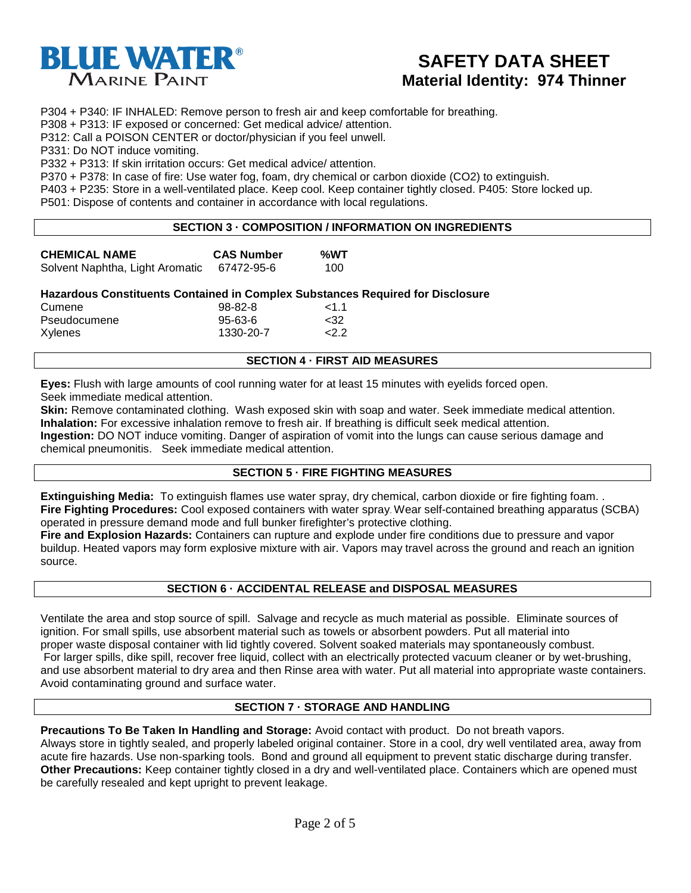P304 + P340: IF INHALED: Remove person to fresh air and keep comfortable for breathing.
P308 + P313: IF exposed or concerned: Get medical advice/ attention.
P312: Call a POISON CENTER or doctor/physician if you feel unwell.
P331: Do NOT induce vomiting.
P332 + P313: If skin irritation occurs: Get medical advice/ attention.
P370 + P378: In case of fire: Use water fog, foam, dry chemical or carbon dioxide ($CO_2$) to extinguish.
P403 + P235: Store in a well-ventilated place. Keep cool. Keep container tightly closed. P405: Store locked up.
P501: Dispose of contents and container in accordance with local regulations.

## SECTION 3 · COMPOSITION / INFORMATION ON INGREDIENTS

| CHEMICAL NAME | CAS Number | %WT |
|---|---|---|
| Solvent Naphtha, Light Aromatic | 67472-95-6 | 100 |

**Hazardous Constituents Contained in Complex Substances Required for Disclosure**

| | | |
|---|---|---|
| Cumene | 98-82-8 | <1.1 |
| Pseudocumene | 95-63-6 | <32 |
| Xylenes | 1330-20-7 | <2.2 |

## SECTION 4 · FIRST AID MEASURES

**Eyes:** Flush with large amounts of cool running water for at least 15 minutes with eyelids forced open. Seek immediate medical attention.
**Skin:** Remove contaminated clothing. Wash exposed skin with soap and water. Seek immediate medical attention.
**Inhalation:** For excessive inhalation remove to fresh air. If breathing is difficult seek medical attention.
**Ingestion:** DO NOT induce vomiting. Danger of aspiration of vomit into the lungs can cause serious damage and chemical pneumonitis. Seek immediate medical attention.

## SECTION 5 · FIRE FIGHTING MEASURES

**Extinguishing Media:** To extinguish flames use water spray, dry chemical, carbon dioxide or fire fighting foam. .
**Fire Fighting Procedures:** Cool exposed containers with water spray. Wear self-contained breathing apparatus (SCBA) operated in pressure demand mode and full bunker firefighter's protective clothing.
**Fire and Explosion Hazards:** Containers can rupture and explode under fire conditions due to pressure and vapor buildup. Heated vapors may form explosive mixture with air. Vapors may travel across the ground and reach an ignition source.

## SECTION 6 · ACCIDENTAL RELEASE and DISPOSAL MEASURES

Ventilate the area and stop source of spill. Salvage and recycle as much material as possible. Eliminate sources of ignition. For small spills, use absorbent material such as towels or absorbent powders. Put all material into proper waste disposal container with lid tightly covered. Solvent soaked materials may spontaneously combust. For larger spills, dike spill, recover free liquid, collect with an electrically protected vacuum cleaner or by wet-brushing, and use absorbent material to dry area and then Rinse area with water. Put all material into appropriate waste containers. Avoid contaminating ground and surface water.

## SECTION 7 · STORAGE AND HANDLING

**Precautions To Be Taken In Handling and Storage:** Avoid contact with product. Do not breath vapors. Always store in tightly sealed, and properly labeled original container. Store in a cool, dry well ventilated area, away from acute fire hazards. Use non-sparking tools. Bond and ground all equipment to prevent static discharge during transfer.
**Other Precautions:** Keep container tightly closed in a dry and well-ventilated place. Containers which are opened must be carefully resealed and kept upright to prevent leakage.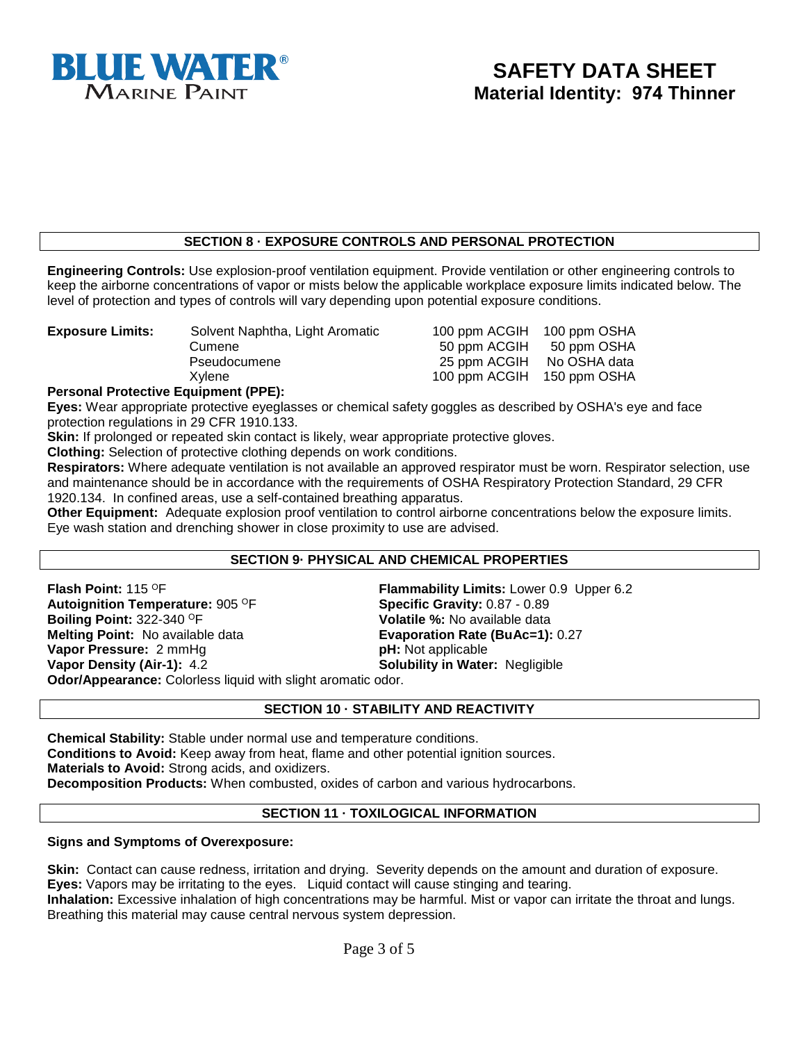**BLUE WATER®**
**MARINE PAINT**

# SAFETY DATA SHEET
## Material Identity: 974 Thinner

## SECTION 8 · EXPOSURE CONTROLS AND PERSONAL PROTECTION

**Engineering Controls:** Use explosion-proof ventilation equipment. Provide ventilation or other engineering controls to keep the airborne concentrations of vapor or mists below the applicable workplace exposure limits indicated below. The level of protection and types of controls will vary depending upon potential exposure conditions.

| **Exposure Limits:** | | | |
|---|---|---|---|
| | Solvent Naphtha, Light Aromatic | 100 ppm ACGIH | 100 ppm OSHA |
| | Cumene | 50 ppm ACGIH | 50 ppm OSHA |
| | Pseudocumene | 25 ppm ACGIH | No OSHA data |
| | Xylene | 100 ppm ACGIH | 150 ppm OSHA |

**Personal Protective Equipment (PPE):**

**Eyes:** Wear appropriate protective eyeglasses or chemical safety goggles as described by OSHA's eye and face protection regulations in 29 CFR 1910.133.

**Skin:** If prolonged or repeated skin contact is likely, wear appropriate protective gloves.

**Clothing:** Selection of protective clothing depends on work conditions.

**Respirators:** Where adequate ventilation is not available an approved respirator must be worn. Respirator selection, use and maintenance should be in accordance with the requirements of OSHA Respiratory Protection Standard, 29 CFR 1920.134. In confined areas, use a self-contained breathing apparatus.

**Other Equipment:** Adequate explosion proof ventilation to control airborne concentrations below the exposure limits. Eye wash station and drenching shower in close proximity to use are advised.

## SECTION 9· PHYSICAL AND CHEMICAL PROPERTIES

**Flash Point:** 115 ºF
**Autoignition Temperature:** 905 ºF
**Boiling Point:** 322-340 ºF
**Melting Point:** No available data
**Vapor Pressure:** 2 mmHg
**Vapor Density (Air-1):** 4.2
**Flammability Limits:** Lower 0.9 Upper 6.2
**Specific Gravity:** 0.87 - 0.89
**Volatile %:** No available data
**Evaporation Rate (BuAc=1):** 0.27
**pH:** Not applicable
**Solubility in Water:** Negligible
**Odor/Appearance:** Colorless liquid with slight aromatic odor.

## SECTION 10 · STABILITY AND REACTIVITY

**Chemical Stability:** Stable under normal use and temperature conditions.
**Conditions to Avoid:** Keep away from heat, flame and other potential ignition sources.
**Materials to Avoid:** Strong acids, and oxidizers.
**Decomposition Products:** When combusted, oxides of carbon and various hydrocarbons.

## SECTION 11 · TOXILOGICAL INFORMATION

**Signs and Symptoms of Overexposure:**

**Skin:** Contact can cause redness, irritation and drying. Severity depends on the amount and duration of exposure.
**Eyes:** Vapors may be irritating to the eyes. Liquid contact will cause stinging and tearing.
**Inhalation:** Excessive inhalation of high concentrations may be harmful. Mist or vapor can irritate the throat and lungs. Breathing this material may cause central nervous system depression.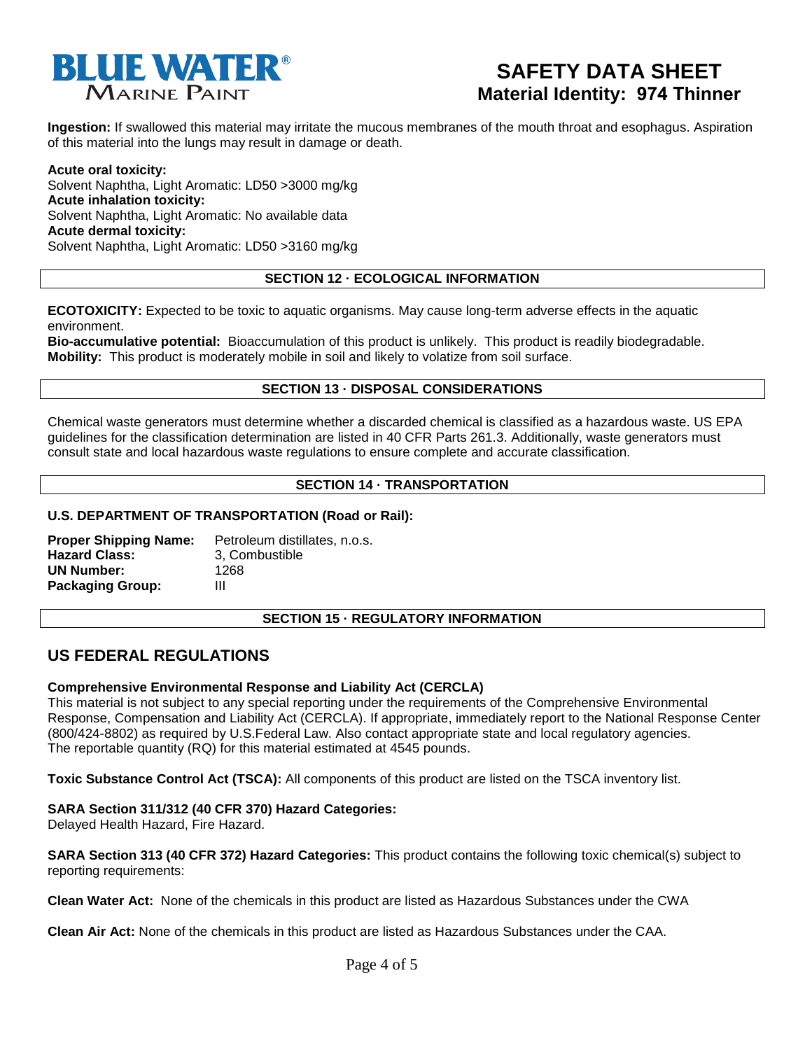**Ingestion:** If swallowed this material may irritate the mucous membranes of the mouth throat and esophagus. Aspiration of this material into the lungs may result in damage or death.

**Acute oral toxicity:**
Solvent Naphtha, Light Aromatic: LD50 >3000 mg/kg
**Acute inhalation toxicity:**
Solvent Naphtha, Light Aromatic: No available data
**Acute dermal toxicity:**
Solvent Naphtha, Light Aromatic: LD50 >3160 mg/kg

## SECTION 12 · ECOLOGICAL INFORMATION

**ECOTOXICITY:** Expected to be toxic to aquatic organisms. May cause long-term adverse effects in the aquatic environment.
**Bio-accumulative potential:** Bioaccumulation of this product is unlikely. This product is readily biodegradable.
**Mobility:** This product is moderately mobile in soil and likely to volatize from soil surface.

## SECTION 13 · DISPOSAL CONSIDERATIONS

Chemical waste generators must determine whether a discarded chemical is classified as a hazardous waste. US EPA guidelines for the classification determination are listed in 40 CFR Parts 261.3. Additionally, waste generators must consult state and local hazardous waste regulations to ensure complete and accurate classification.

## SECTION 14 · TRANSPORTATION

**U.S. DEPARTMENT OF TRANSPORTATION (Road or Rail):**

**Proper Shipping Name:** Petroleum distillates, n.o.s.
**Hazard Class:** 3, Combustible
**UN Number:** 1268
**Packaging Group:** III

## SECTION 15 · REGULATORY INFORMATION

## US FEDERAL REGULATIONS

**Comprehensive Environmental Response and Liability Act (CERCLA)**
This material is not subject to any special reporting under the requirements of the Comprehensive Environmental Response, Compensation and Liability Act (CERCLA). If appropriate, immediately report to the National Response Center (800/424-8802) as required by U.S.Federal Law. Also contact appropriate state and local regulatory agencies.
The reportable quantity (RQ) for this material estimated at 4545 pounds.

**Toxic Substance Control Act (TSCA):** All components of this product are listed on the TSCA inventory list.

**SARA Section 311/312 (40 CFR 370) Hazard Categories:**
Delayed Health Hazard, Fire Hazard.

**SARA Section 313 (40 CFR 372) Hazard Categories:** This product contains the following toxic chemical(s) subject to reporting requirements:

**Clean Water Act:** None of the chemicals in this product are listed as Hazardous Substances under the CWA

**Clean Air Act:** None of the chemicals in this product are listed as Hazardous Substances under the CAA.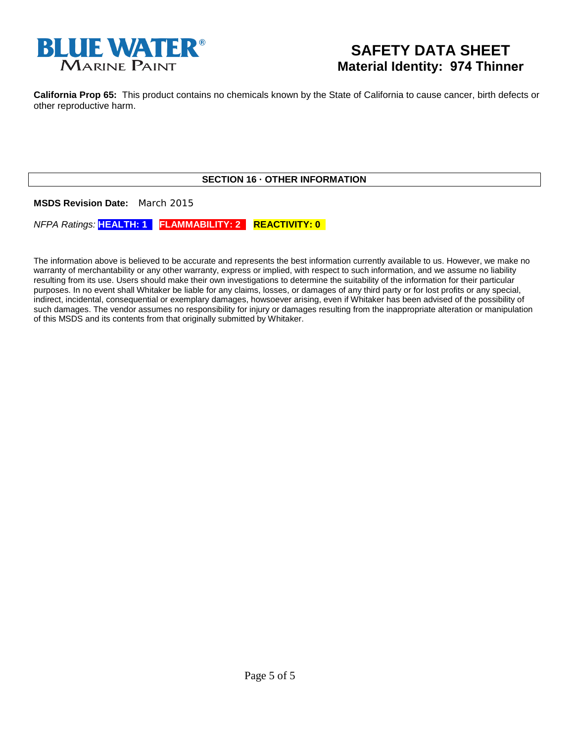**California Prop 65:** This product contains no chemicals known by the State of California to cause cancer, birth defects or other reproductive harm.

## SECTION 16 · OTHER INFORMATION

**MSDS Revision Date:** March 2015

*NFPA Ratings:* **HEALTH: 1** **FLAMMABILITY: 2** **REACTIVITY: 0**

The information above is believed to be accurate and represents the best information currently available to us. However, we make no warranty of merchantability or any other warranty, express or implied, with respect to such information, and we assume no liability resulting from its use. Users should make their own investigations to determine the suitability of the information for their particular purposes. In no event shall Whitaker be liable for any claims, losses, or damages of any third party or for lost profits or any special, indirect, incidental, consequential or exemplary damages, howsoever arising, even if Whitaker has been advised of the possibility of such damages. The vendor assumes no responsibility for injury or damages resulting from the inappropriate alteration or manipulation of this MSDS and its contents from that originally submitted by Whitaker.